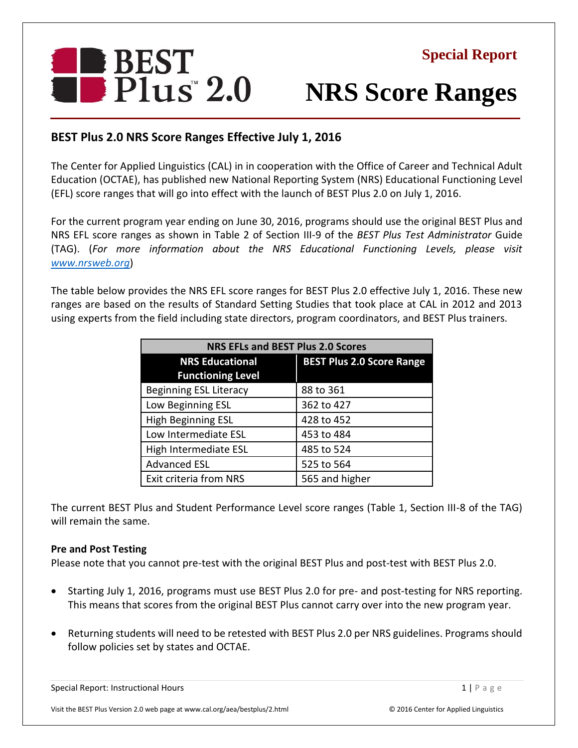# BEST Plus 2.0

**Special Report**

# NRS Score Ranges

## BEST Plus 2.0 NRS Score Ranges Effective July 1, 2016

The Center for Applied Linguistics (CAL) in in cooperation with the Office of Career and Technical Adult Education (OCTAE), has published new National Reporting System (NRS) Educational Functioning Level (EFL) score ranges that will go into effect with the launch of BEST Plus 2.0 on July 1, 2016.

For the current program year ending on June 30, 2016, programs should use the original BEST Plus and NRS EFL score ranges as shown in Table 2 of Section III-9 of the *BEST Plus Test Administrator* Guide (TAG). (*For more information about the NRS Educational Functioning Levels, please visit [www.nrsweb.org](http://www.nrsweb.org)*)

The table below provides the NRS EFL score ranges for BEST Plus 2.0 effective July 1, 2016. These new ranges are based on the results of Standard Setting Studies that took place at CAL in 2012 and 2013 using experts from the field including state directors, program coordinators, and BEST Plus trainers.

| NRS EFLs and BEST Plus 2.0 Scores | |
|---|---|
| **NRS Educational Functioning Level** | **BEST Plus 2.0 Score Range** |
| Beginning ESL Literacy | 88 to 361 |
| Low Beginning ESL | 362 to 427 |
| High Beginning ESL | 428 to 452 |
| Low Intermediate ESL | 453 to 484 |
| High Intermediate ESL | 485 to 524 |
| Advanced ESL | 525 to 564 |
| Exit criteria from NRS | 565 and higher |

The current BEST Plus and Student Performance Level score ranges (Table 1, Section III-8 of the TAG) will remain the same.

**Pre and Post Testing**

Please note that you cannot pre-test with the original BEST Plus and post-test with BEST Plus 2.0.

- Starting July 1, 2016, programs must use BEST Plus 2.0 for pre- and post-testing for NRS reporting. This means that scores from the original BEST Plus cannot carry over into the new program year.
- Returning students will need to be retested with BEST Plus 2.0 per NRS guidelines. Programs should follow policies set by states and OCTAE.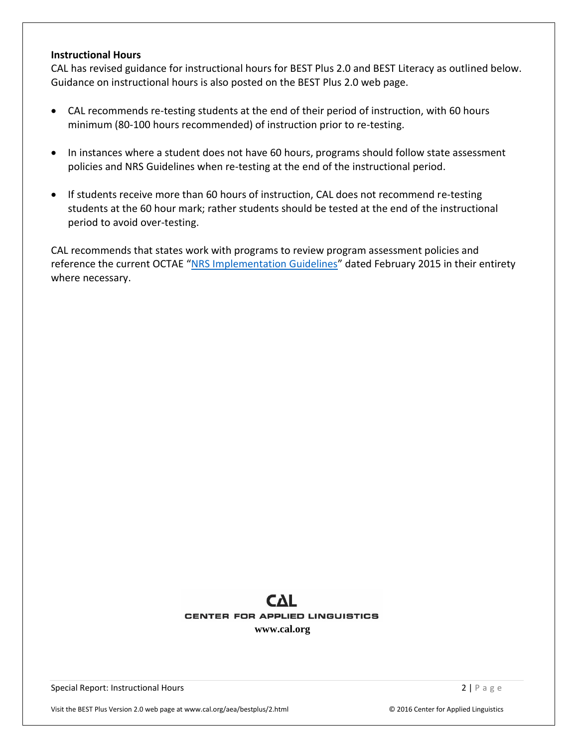**Instructional Hours**

CAL has revised guidance for instructional hours for BEST Plus 2.0 and BEST Literacy as outlined below. Guidance on instructional hours is also posted on the BEST Plus 2.0 web page.

- CAL recommends re-testing students at the end of their period of instruction, with 60 hours minimum (80-100 hours recommended) of instruction prior to re-testing.
- In instances where a student does not have 60 hours, programs should follow state assessment policies and NRS Guidelines when re-testing at the end of the instructional period.
- If students receive more than 60 hours of instruction, CAL does not recommend re-testing students at the 60 hour mark; rather students should be tested at the end of the instructional period to avoid over-testing.

CAL recommends that states work with programs to review program assessment policies and reference the current OCTAE "NRS Implementation Guidelines" dated February 2015 in their entirety where necessary.

CAL
CENTER FOR APPLIED LINGUISTICS
www.cal.org